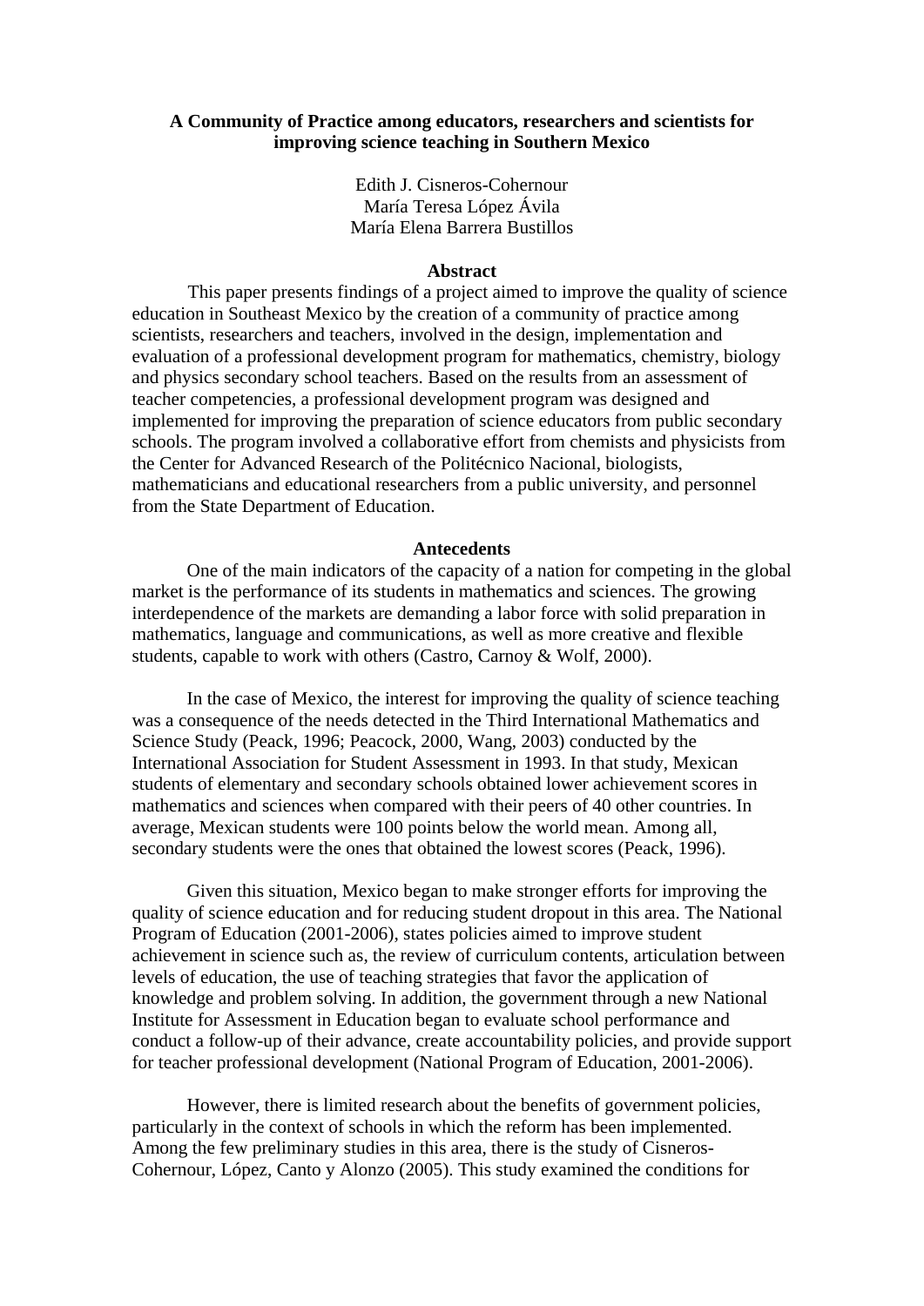# A Community of Practice among educators, researchers and scientists for improving science teaching in Southern Mexico

Edith J. Cisneros-Cohernour
María Teresa López Ávila
María Elena Barrera Bustillos

## Abstract

This paper presents findings of a project aimed to improve the quality of science education in Southeast Mexico by the creation of a community of practice among scientists, researchers and teachers, involved in the design, implementation and evaluation of a professional development program for mathematics, chemistry, biology and physics secondary school teachers. Based on the results from an assessment of teacher competencies, a professional development program was designed and implemented for improving the preparation of science educators from public secondary schools. The program involved a collaborative effort from chemists and physicists from the Center for Advanced Research of the Politécnico Nacional, biologists, mathematicians and educational researchers from a public university, and personnel from the State Department of Education.

## Antecedents

One of the main indicators of the capacity of a nation for competing in the global market is the performance of its students in mathematics and sciences. The growing interdependence of the markets are demanding a labor force with solid preparation in mathematics, language and communications, as well as more creative and flexible students, capable to work with others (Castro, Carnoy & Wolf, 2000).

In the case of Mexico, the interest for improving the quality of science teaching was a consequence of the needs detected in the Third International Mathematics and Science Study (Peack, 1996; Peacock, 2000, Wang, 2003) conducted by the International Association for Student Assessment in 1993. In that study, Mexican students of elementary and secondary schools obtained lower achievement scores in mathematics and sciences when compared with their peers of 40 other countries. In average, Mexican students were 100 points below the world mean. Among all, secondary students were the ones that obtained the lowest scores (Peack, 1996).

Given this situation, Mexico began to make stronger efforts for improving the quality of science education and for reducing student dropout in this area. The National Program of Education (2001-2006), states policies aimed to improve student achievement in science such as, the review of curriculum contents, articulation between levels of education, the use of teaching strategies that favor the application of knowledge and problem solving. In addition, the government through a new National Institute for Assessment in Education began to evaluate school performance and conduct a follow-up of their advance, create accountability policies, and provide support for teacher professional development (National Program of Education, 2001-2006).

However, there is limited research about the benefits of government policies, particularly in the context of schools in which the reform has been implemented. Among the few preliminary studies in this area, there is the study of Cisneros-Cohernour, López, Canto y Alonzo (2005). This study examined the conditions for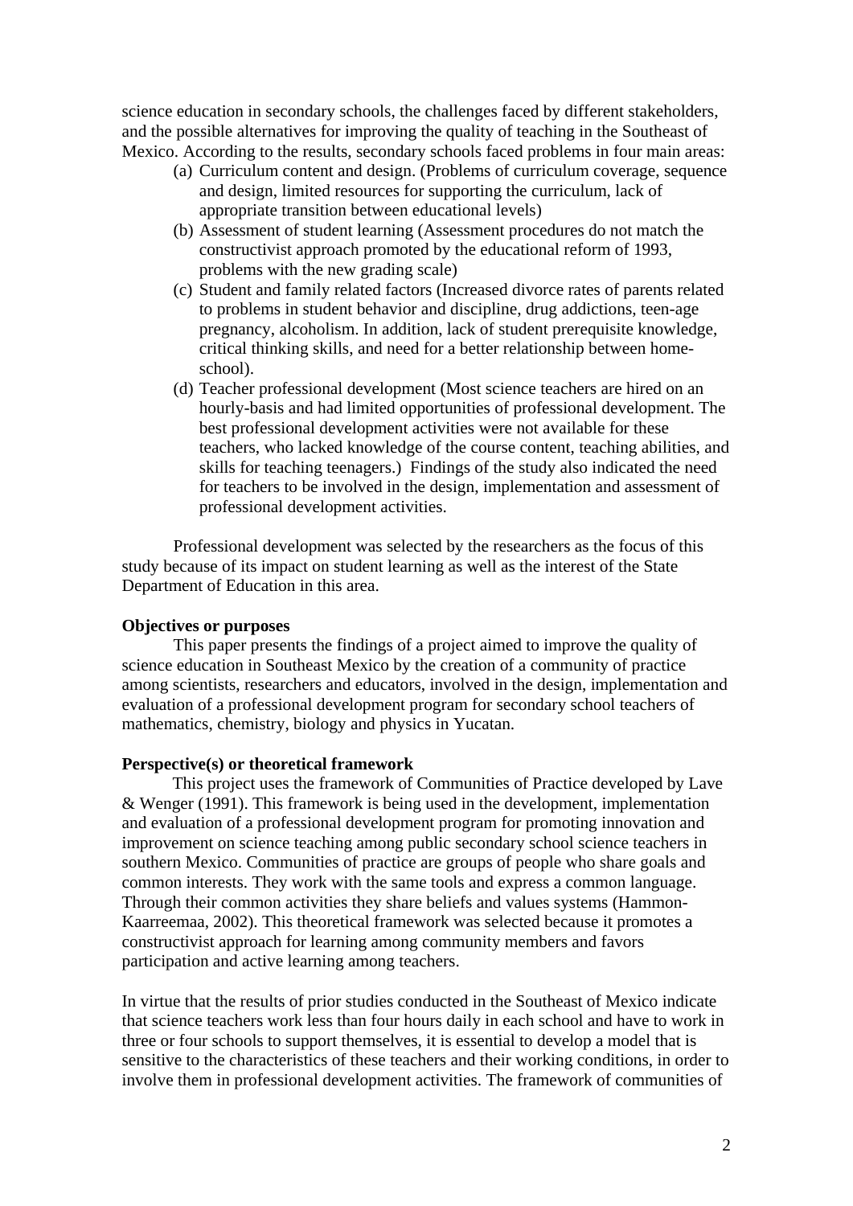science education in secondary schools, the challenges faced by different stakeholders, and the possible alternatives for improving the quality of teaching in the Southeast of Mexico. According to the results, secondary schools faced problems in four main areas:

(a) Curriculum content and design. (Problems of curriculum coverage, sequence and design, limited resources for supporting the curriculum, lack of appropriate transition between educational levels)

(b) Assessment of student learning (Assessment procedures do not match the constructivist approach promoted by the educational reform of 1993, problems with the new grading scale)

(c) Student and family related factors (Increased divorce rates of parents related to problems in student behavior and discipline, drug addictions, teen-age pregnancy, alcoholism. In addition, lack of student prerequisite knowledge, critical thinking skills, and need for a better relationship between home-school).

(d) Teacher professional development (Most science teachers are hired on an hourly-basis and had limited opportunities of professional development. The best professional development activities were not available for these teachers, who lacked knowledge of the course content, teaching abilities, and skills for teaching teenagers.) Findings of the study also indicated the need for teachers to be involved in the design, implementation and assessment of professional development activities.

Professional development was selected by the researchers as the focus of this study because of its impact on student learning as well as the interest of the State Department of Education in this area.

**Objectives or purposes**

This paper presents the findings of a project aimed to improve the quality of science education in Southeast Mexico by the creation of a community of practice among scientists, researchers and educators, involved in the design, implementation and evaluation of a professional development program for secondary school teachers of mathematics, chemistry, biology and physics in Yucatan.

**Perspective(s) or theoretical framework**

This project uses the framework of Communities of Practice developed by Lave & Wenger (1991). This framework is being used in the development, implementation and evaluation of a professional development program for promoting innovation and improvement on science teaching among public secondary school science teachers in southern Mexico. Communities of practice are groups of people who share goals and common interests. They work with the same tools and express a common language. Through their common activities they share beliefs and values systems (Hammon-Kaarreemaa, 2002). This theoretical framework was selected because it promotes a constructivist approach for learning among community members and favors participation and active learning among teachers.

In virtue that the results of prior studies conducted in the Southeast of Mexico indicate that science teachers work less than four hours daily in each school and have to work in three or four schools to support themselves, it is essential to develop a model that is sensitive to the characteristics of these teachers and their working conditions, in order to involve them in professional development activities. The framework of communities of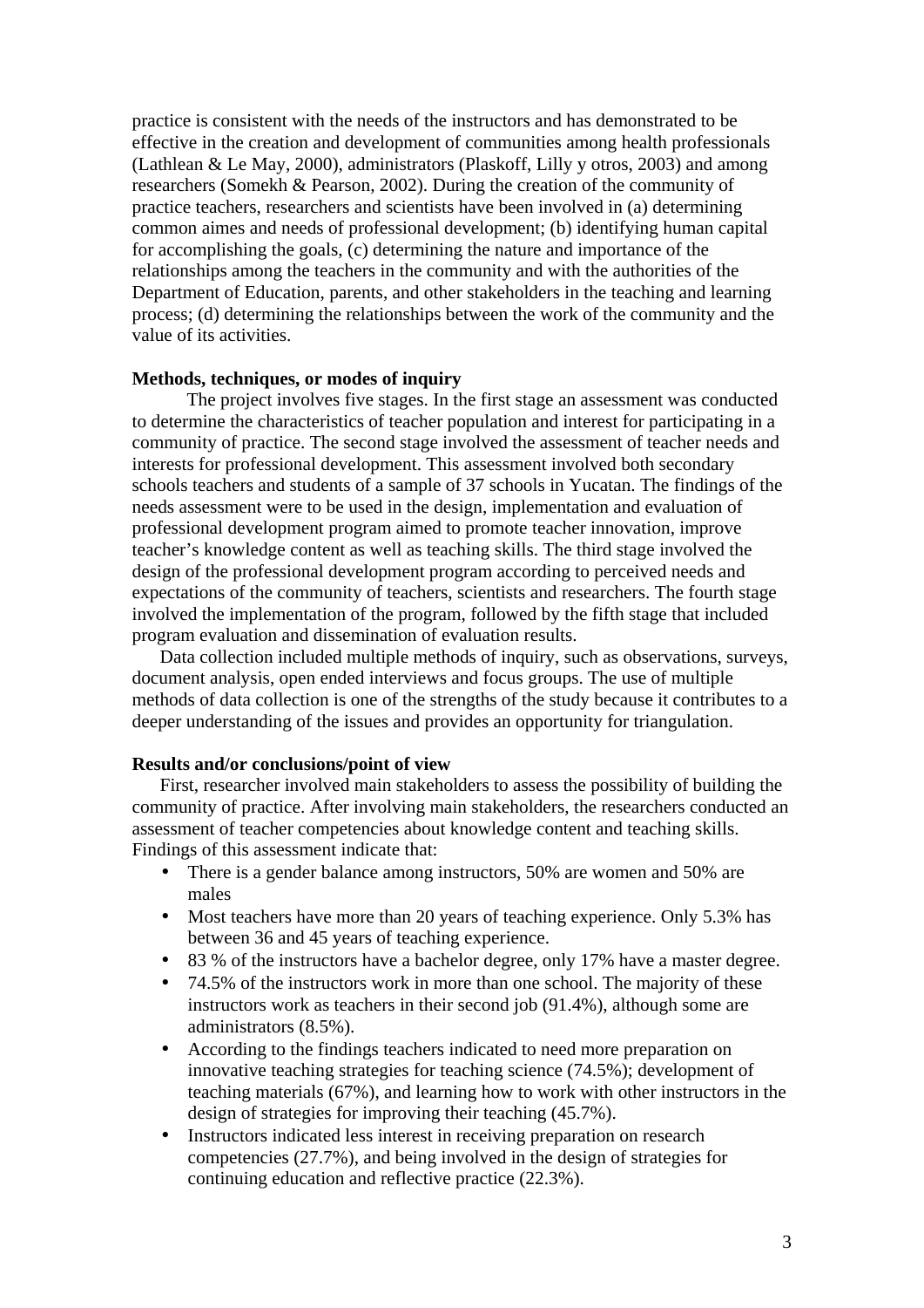practice is consistent with the needs of the instructors and has demonstrated to be effective in the creation and development of communities among health professionals (Lathlean & Le May, 2000), administrators (Plaskoff, Lilly y otros, 2003) and among researchers (Somekh & Pearson, 2002). During the creation of the community of practice teachers, researchers and scientists have been involved in (a) determining common aimes and needs of professional development; (b) identifying human capital for accomplishing the goals, (c) determining the nature and importance of the relationships among the teachers in the community and with the authorities of the Department of Education, parents, and other stakeholders in the teaching and learning process; (d) determining the relationships between the work of the community and the value of its activities.

**Methods, techniques, or modes of inquiry**

The project involves five stages. In the first stage an assessment was conducted to determine the characteristics of teacher population and interest for participating in a community of practice. The second stage involved the assessment of teacher needs and interests for professional development. This assessment involved both secondary schools teachers and students of a sample of 37 schools in Yucatan. The findings of the needs assessment were to be used in the design, implementation and evaluation of professional development program aimed to promote teacher innovation, improve teacher's knowledge content as well as teaching skills. The third stage involved the design of the professional development program according to perceived needs and expectations of the community of teachers, scientists and researchers. The fourth stage involved the implementation of the program, followed by the fifth stage that included program evaluation and dissemination of evaluation results.

Data collection included multiple methods of inquiry, such as observations, surveys, document analysis, open ended interviews and focus groups. The use of multiple methods of data collection is one of the strengths of the study because it contributes to a deeper understanding of the issues and provides an opportunity for triangulation.

**Results and/or conclusions/point of view**

First, researcher involved main stakeholders to assess the possibility of building the community of practice. After involving main stakeholders, the researchers conducted an assessment of teacher competencies about knowledge content and teaching skills. Findings of this assessment indicate that:

- There is a gender balance among instructors, 50% are women and 50% are males
- Most teachers have more than 20 years of teaching experience. Only 5.3% has between 36 and 45 years of teaching experience.
- 83 % of the instructors have a bachelor degree, only 17% have a master degree.
- 74.5% of the instructors work in more than one school. The majority of these instructors work as teachers in their second job (91.4%), although some are administrators (8.5%).
- According to the findings teachers indicated to need more preparation on innovative teaching strategies for teaching science (74.5%); development of teaching materials (67%), and learning how to work with other instructors in the design of strategies for improving their teaching (45.7%).
- Instructors indicated less interest in receiving preparation on research competencies (27.7%), and being involved in the design of strategies for continuing education and reflective practice (22.3%).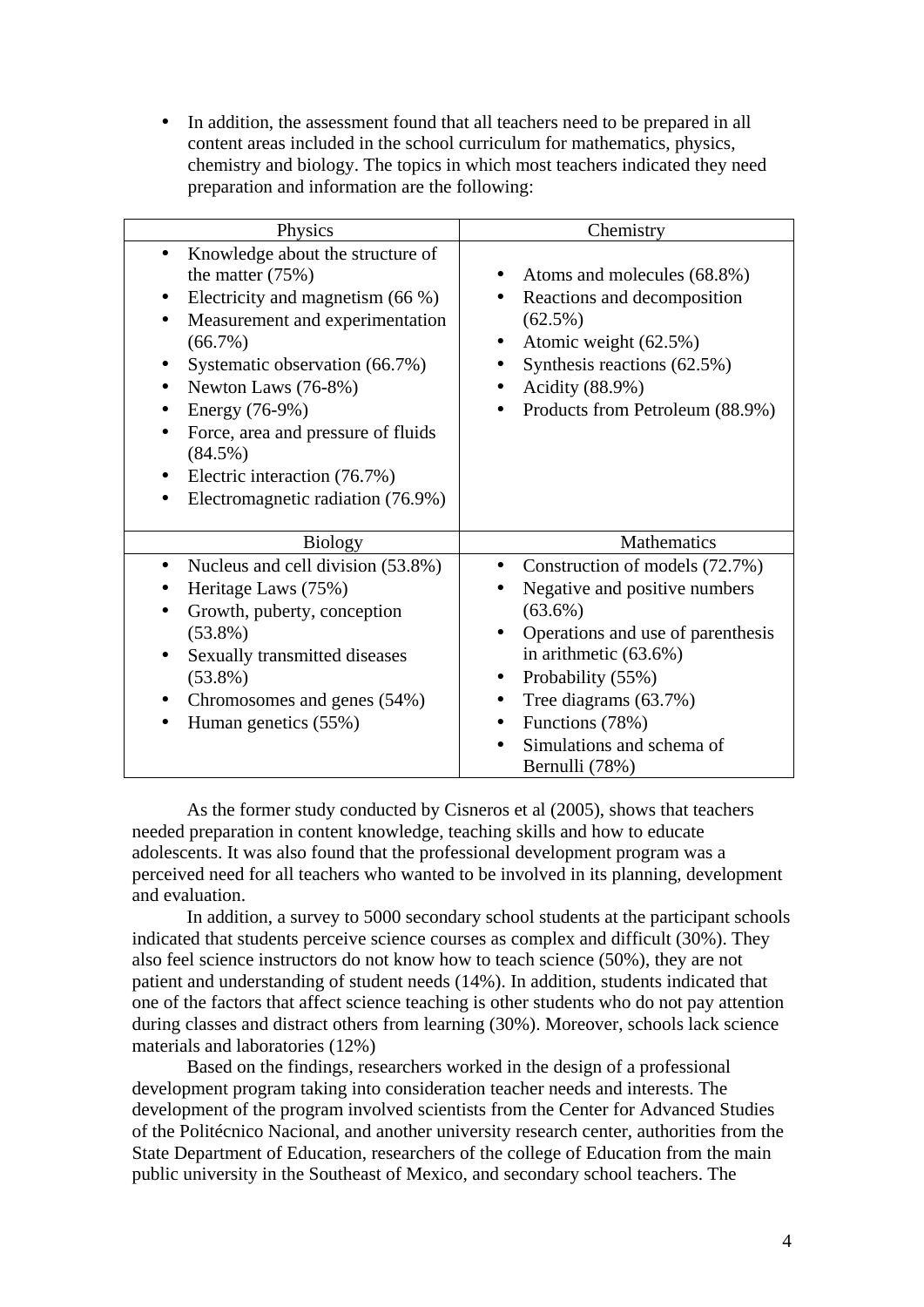- In addition, the assessment found that all teachers need to be prepared in all content areas included in the school curriculum for mathematics, physics, chemistry and biology. The topics in which most teachers indicated they need preparation and information are the following:

| Physics | Chemistry |
|---|---|
| • Knowledge about the structure of the matter (75%)<br>• Electricity and magnetism (66 %)<br>• Measurement and experimentation (66.7%)<br>• Systematic observation (66.7%)<br>• Newton Laws (76-8%)<br>• Energy (76-9%)<br>• Force, area and pressure of fluids (84.5%)<br>• Electric interaction (76.7%)<br>• Electromagnetic radiation (76.9%) | • Atoms and molecules (68.8%)<br>• Reactions and decomposition (62.5%)<br>• Atomic weight (62.5%)<br>• Synthesis reactions (62.5%)<br>• Acidity (88.9%)<br>• Products from Petroleum (88.9%) |
| **Biology** | **Mathematics** |
| • Nucleus and cell division (53.8%)<br>• Heritage Laws (75%)<br>• Growth, puberty, conception (53.8%)<br>• Sexually transmitted diseases (53.8%)<br>• Chromosomes and genes (54%)<br>• Human genetics (55%) | • Construction of models (72.7%)<br>• Negative and positive numbers (63.6%)<br>• Operations and use of parenthesis in arithmetic (63.6%)<br>• Probability (55%)<br>• Tree diagrams (63.7%)<br>• Functions (78%)<br>• Simulations and schema of Bernulli (78%) |

As the former study conducted by Cisneros et al (2005), shows that teachers needed preparation in content knowledge, teaching skills and how to educate adolescents. It was also found that the professional development program was a perceived need for all teachers who wanted to be involved in its planning, development and evaluation.

In addition, a survey to 5000 secondary school students at the participant schools indicated that students perceive science courses as complex and difficult (30%). They also feel science instructors do not know how to teach science (50%), they are not patient and understanding of student needs (14%). In addition, students indicated that one of the factors that affect science teaching is other students who do not pay attention during classes and distract others from learning (30%). Moreover, schools lack science materials and laboratories (12%)

Based on the findings, researchers worked in the design of a professional development program taking into consideration teacher needs and interests. The development of the program involved scientists from the Center for Advanced Studies of the Politécnico Nacional, and another university research center, authorities from the State Department of Education, researchers of the college of Education from the main public university in the Southeast of Mexico, and secondary school teachers. The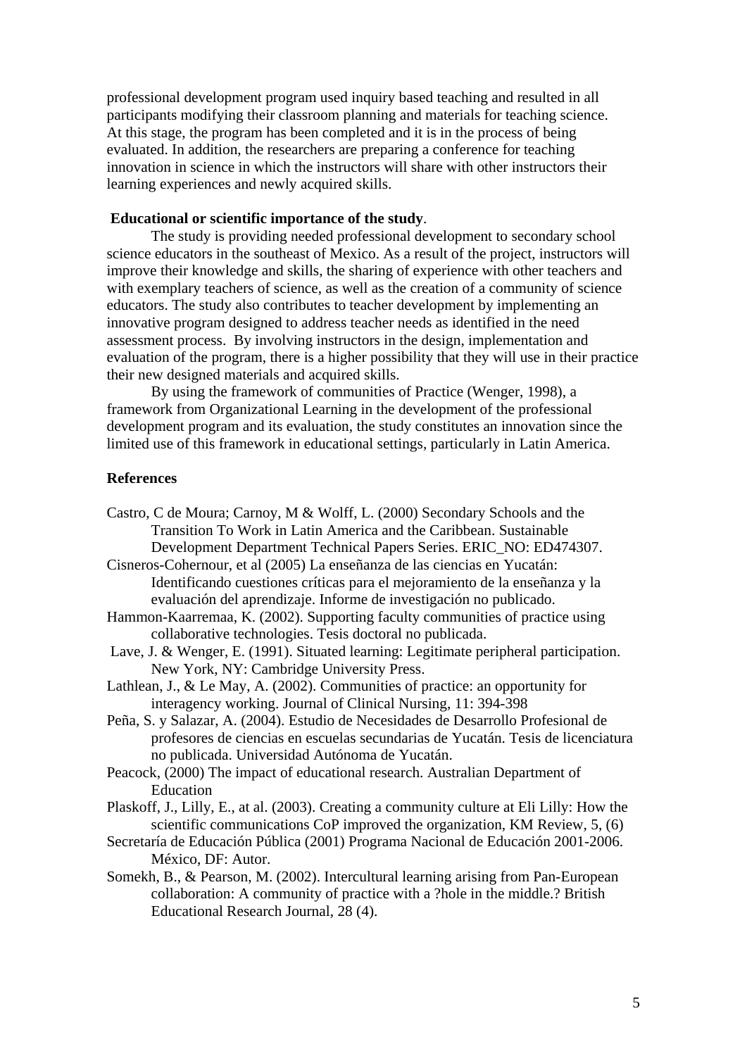professional development program used inquiry based teaching and resulted in all participants modifying their classroom planning and materials for teaching science. At this stage, the program has been completed and it is in the process of being evaluated. In addition, the researchers are preparing a conference for teaching innovation in science in which the instructors will share with other instructors their learning experiences and newly acquired skills.

**Educational or scientific importance of the study**.

The study is providing needed professional development to secondary school science educators in the southeast of Mexico. As a result of the project, instructors will improve their knowledge and skills, the sharing of experience with other teachers and with exemplary teachers of science, as well as the creation of a community of science educators. The study also contributes to teacher development by implementing an innovative program designed to address teacher needs as identified in the need assessment process. By involving instructors in the design, implementation and evaluation of the program, there is a higher possibility that they will use in their practice their new designed materials and acquired skills.

By using the framework of communities of Practice (Wenger, 1998), a framework from Organizational Learning in the development of the professional development program and its evaluation, the study constitutes an innovation since the limited use of this framework in educational settings, particularly in Latin America.

**References**

Castro, C de Moura; Carnoy, M & Wolff, L. (2000) Secondary Schools and the Transition To Work in Latin America and the Caribbean. Sustainable Development Department Technical Papers Series. ERIC_NO: ED474307.

Cisneros-Cohernour, et al (2005) La enseñanza de las ciencias en Yucatán: Identificando cuestiones críticas para el mejoramiento de la enseñanza y la evaluación del aprendizaje. Informe de investigación no publicado.

Hammon-Kaarremaa, K. (2002). Supporting faculty communities of practice using collaborative technologies. Tesis doctoral no publicada.

Lave, J. & Wenger, E. (1991). Situated learning: Legitimate peripheral participation. New York, NY: Cambridge University Press.

Lathlean, J., & Le May, A. (2002). Communities of practice: an opportunity for interagency working. Journal of Clinical Nursing, 11: 394-398

Peña, S. y Salazar, A. (2004). Estudio de Necesidades de Desarrollo Profesional de profesores de ciencias en escuelas secundarias de Yucatán. Tesis de licenciatura no publicada. Universidad Autónoma de Yucatán.

Peacock, (2000) The impact of educational research. Australian Department of Education

Plaskoff, J., Lilly, E., at al. (2003). Creating a community culture at Eli Lilly: How the scientific communications CoP improved the organization, KM Review, 5, (6)

Secretaría de Educación Pública (2001) Programa Nacional de Educación 2001-2006. México, DF: Autor.

Somekh, B., & Pearson, M. (2002). Intercultural learning arising from Pan-European collaboration: A community of practice with a ?hole in the middle.? British Educational Research Journal, 28 (4).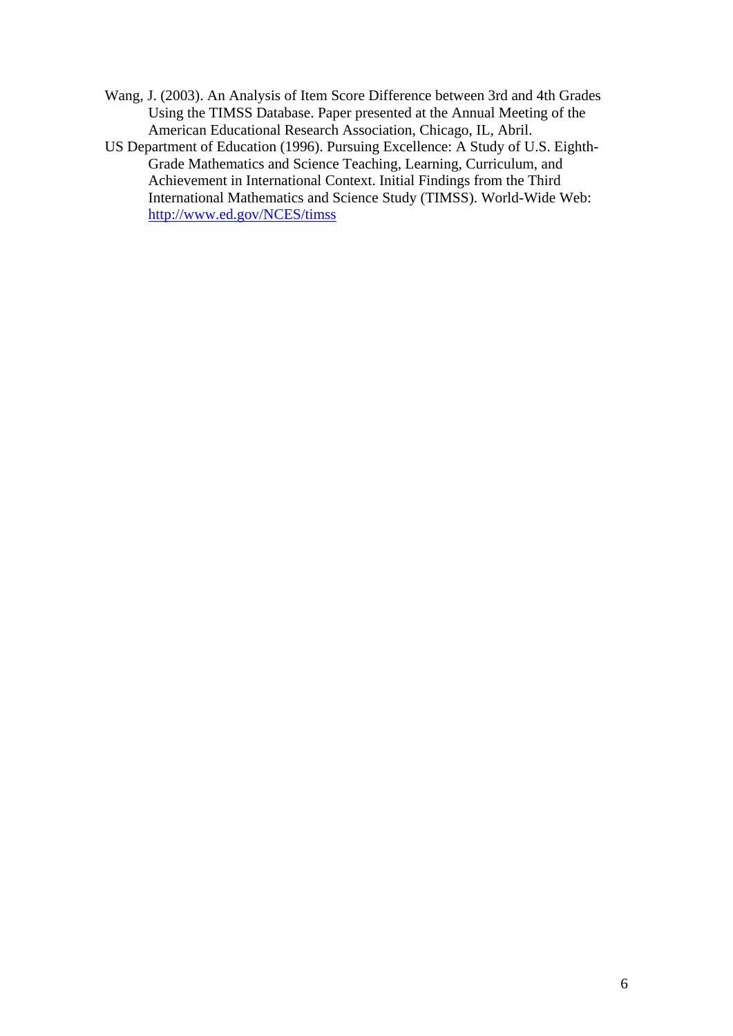Wang, J. (2003). An Analysis of Item Score Difference between 3rd and 4th Grades Using the TIMSS Database. Paper presented at the Annual Meeting of the American Educational Research Association, Chicago, IL, Abril.

US Department of Education (1996). Pursuing Excellence: A Study of U.S. Eighth-Grade Mathematics and Science Teaching, Learning, Curriculum, and Achievement in International Context. Initial Findings from the Third International Mathematics and Science Study (TIMSS). World-Wide Web: http://www.ed.gov/NCES/timss